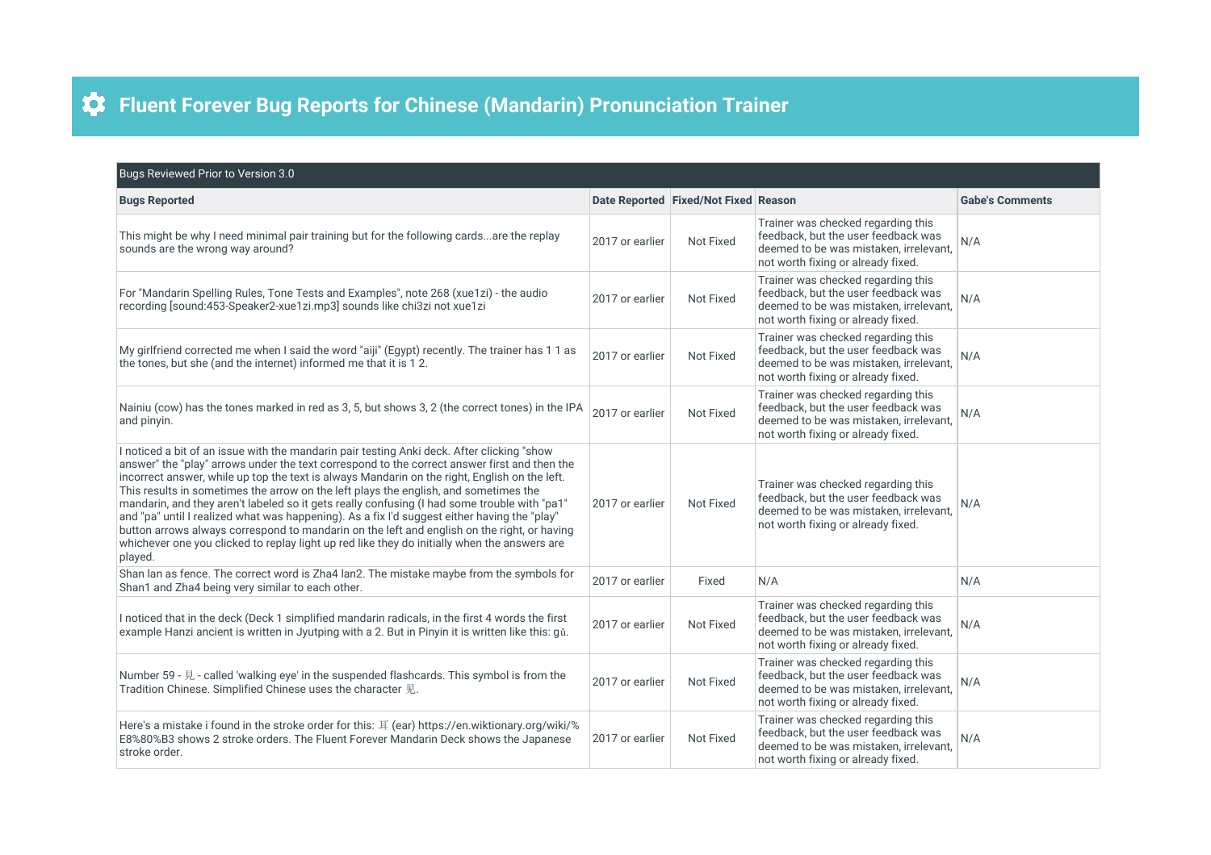# Fluent Forever Bug Reports for Chinese (Mandarin) Pronunciation Trainer

| Bugs Reviewed Prior to Version 3.0 | | | | |
|---|---|---|---|---|
| **Bugs Reported** | **Date Reported** | **Fixed/Not Fixed** | **Reason** | **Gabe's Comments** |
| This might be why I need minimal pair training but for the following cards...are the replay sounds are the wrong way around? | 2017 or earlier | Not Fixed | Trainer was checked regarding this feedback, but the user feedback was deemed to be was mistaken, irrelevant, not worth fixing or already fixed. | N/A |
| For "Mandarin Spelling Rules, Tone Tests and Examples", note 268 (xue1zi) - the audio recording [sound:453-Speaker2-xue1zi.mp3] sounds like chi3zi not xue1zi | 2017 or earlier | Not Fixed | Trainer was checked regarding this feedback, but the user feedback was deemed to be was mistaken, irrelevant, not worth fixing or already fixed. | N/A |
| My girlfriend corrected me when I said the word "aiji" (Egypt) recently. The trainer has 1 1 as the tones, but she (and the internet) informed me that it is 1 2. | 2017 or earlier | Not Fixed | Trainer was checked regarding this feedback, but the user feedback was deemed to be was mistaken, irrelevant, not worth fixing or already fixed. | N/A |
| Nainiu (cow) has the tones marked in red as 3, 5, but shows 3, 2 (the correct tones) in the IPA and pinyin. | 2017 or earlier | Not Fixed | Trainer was checked regarding this feedback, but the user feedback was deemed to be was mistaken, irrelevant, not worth fixing or already fixed. | N/A |
| I noticed a bit of an issue with the mandarin pair testing Anki deck. After clicking "show answer" the "play" arrows under the text correspond to the correct answer first and then the incorrect answer, while up top the text is always Mandarin on the right, English on the left. This results in sometimes the arrow on the left plays the english, and sometimes the mandarin, and they aren't labeled so it gets really confusing (I had some trouble with "pa1" and "pa" until I realized what was happening). As a fix I'd suggest either having the "play" button arrows always correspond to mandarin on the left and english on the right, or having whichever one you clicked to replay light up red like they do initially when the answers are played. | 2017 or earlier | Not Fixed | Trainer was checked regarding this feedback, but the user feedback was deemed to be was mistaken, irrelevant, not worth fixing or already fixed. | N/A |
| Shan lan as fence. The correct word is Zha4 lan2. The mistake maybe from the symbols for Shan1 and Zha4 being very similar to each other. | 2017 or earlier | Fixed | N/A | N/A |
| I noticed that in the deck (Deck 1 simplified mandarin radicals, in the first 4 words the first example Hanzi ancient is written in Jyutping with a 2. But in Pinyin it is written like this: gǔ. | 2017 or earlier | Not Fixed | Trainer was checked regarding this feedback, but the user feedback was deemed to be was mistaken, irrelevant, not worth fixing or already fixed. | N/A |
| Number 59 - 見 - called 'walking eye' in the suspended flashcards. This symbol is from the Tradition Chinese. Simplified Chinese uses the character 见. | 2017 or earlier | Not Fixed | Trainer was checked regarding this feedback, but the user feedback was deemed to be was mistaken, irrelevant, not worth fixing or already fixed. | N/A |
| Here's a mistake i found in the stroke order for this: 耳 (ear) https://en.wiktionary.org/wiki/%E8%80%B3 shows 2 stroke orders. The Fluent Forever Mandarin Deck shows the Japanese stroke order. | 2017 or earlier | Not Fixed | Trainer was checked regarding this feedback, but the user feedback was deemed to be was mistaken, irrelevant, not worth fixing or already fixed. | N/A |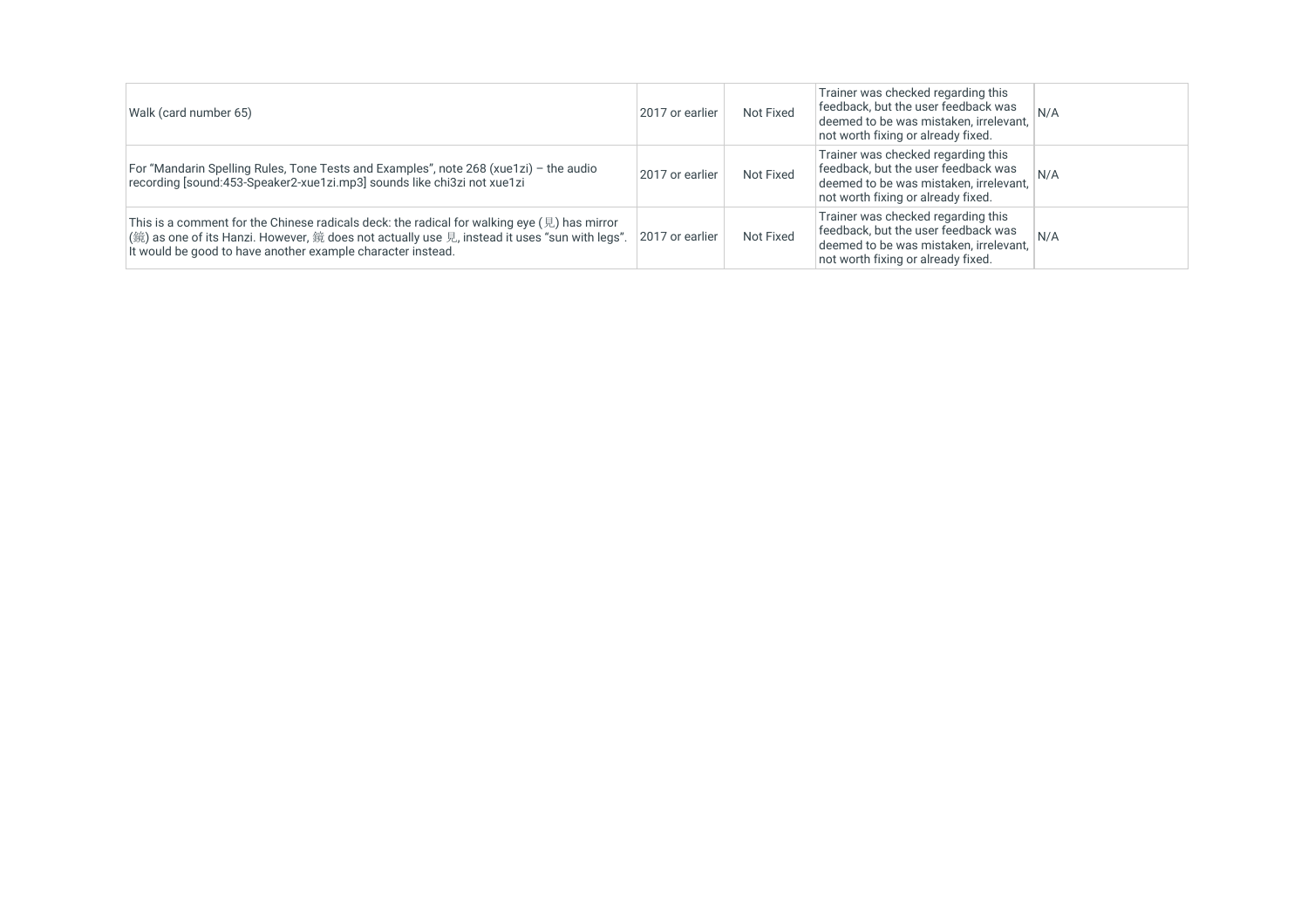| | | | | |
|---|---|---|---|---|
| Walk (card number 65) | 2017 or earlier | Not Fixed | Trainer was checked regarding this feedback, but the user feedback was deemed to be was mistaken, irrelevant, not worth fixing or already fixed. | N/A |
| For “Mandarin Spelling Rules, Tone Tests and Examples”, note 268 (xue1zi) – the audio recording [sound:453-Speaker2-xue1zi.mp3] sounds like chi3zi not xue1zi | 2017 or earlier | Not Fixed | Trainer was checked regarding this feedback, but the user feedback was deemed to be was mistaken, irrelevant, not worth fixing or already fixed. | N/A |
| This is a comment for the Chinese radicals deck: the radical for walking eye (見) has mirror (鏡) as one of its Hanzi. However, 鏡 does not actually use 見, instead it uses “sun with legs”. It would be good to have another example character instead. | 2017 or earlier | Not Fixed | Trainer was checked regarding this feedback, but the user feedback was deemed to be was mistaken, irrelevant, not worth fixing or already fixed. | N/A |